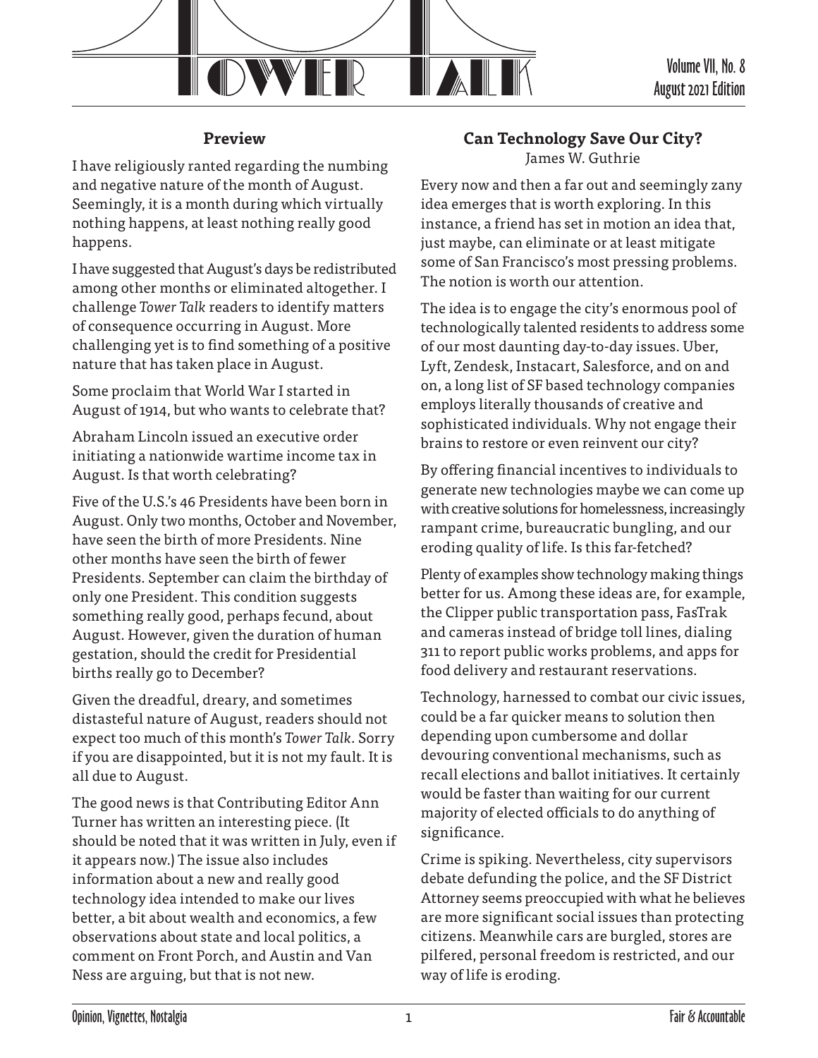# Tower Talk

Volume VII, No. 8
August 2021 Edition

## Preview

I have religiously ranted regarding the numbing and negative nature of the month of August. Seemingly, it is a month during which virtually nothing happens, at least nothing really good happens.

I have suggested that August's days be redistributed among other months or eliminated altogether. I challenge *Tower Talk* readers to identify matters of consequence occurring in August. More challenging yet is to find something of a positive nature that has taken place in August.

Some proclaim that World War I started in August of 1914, but who wants to celebrate that?

Abraham Lincoln issued an executive order initiating a nationwide wartime income tax in August. Is that worth celebrating?

Five of the U.S.'s 46 Presidents have been born in August. Only two months, October and November, have seen the birth of more Presidents. Nine other months have seen the birth of fewer Presidents. September can claim the birthday of only one President. This condition suggests something really good, perhaps fecund, about August. However, given the duration of human gestation, should the credit for Presidential births really go to December?

Given the dreadful, dreary, and sometimes distasteful nature of August, readers should not expect too much of this month's *Tower Talk*. Sorry if you are disappointed, but it is not my fault. It is all due to August.

The good news is that Contributing Editor Ann Turner has written an interesting piece. (It should be noted that it was written in July, even if it appears now.) The issue also includes information about a new and really good technology idea intended to make our lives better, a bit about wealth and economics, a few observations about state and local politics, a comment on Front Porch, and Austin and Van Ness are arguing, but that is not new.

## Can Technology Save Our City?

James W. Guthrie

Every now and then a far out and seemingly zany idea emerges that is worth exploring. In this instance, a friend has set in motion an idea that, just maybe, can eliminate or at least mitigate some of San Francisco's most pressing problems. The notion is worth our attention.

The idea is to engage the city's enormous pool of technologically talented residents to address some of our most daunting day-to-day issues. Uber, Lyft, Zendesk, Instacart, Salesforce, and on and on, a long list of SF based technology companies employs literally thousands of creative and sophisticated individuals. Why not engage their brains to restore or even reinvent our city?

By offering financial incentives to individuals to generate new technologies maybe we can come up with creative solutions for homelessness, increasingly rampant crime, bureaucratic bungling, and our eroding quality of life. Is this far-fetched?

Plenty of examples show technology making things better for us. Among these ideas are, for example, the Clipper public transportation pass, FasTrak and cameras instead of bridge toll lines, dialing 311 to report public works problems, and apps for food delivery and restaurant reservations.

Technology, harnessed to combat our civic issues, could be a far quicker means to solution then depending upon cumbersome and dollar devouring conventional mechanisms, such as recall elections and ballot initiatives. It certainly would be faster than waiting for our current majority of elected officials to do anything of significance.

Crime is spiking. Nevertheless, city supervisors debate defunding the police, and the SF District Attorney seems preoccupied with what he believes are more significant social issues than protecting citizens. Meanwhile cars are burgled, stores are pilfered, personal freedom is restricted, and our way of life is eroding.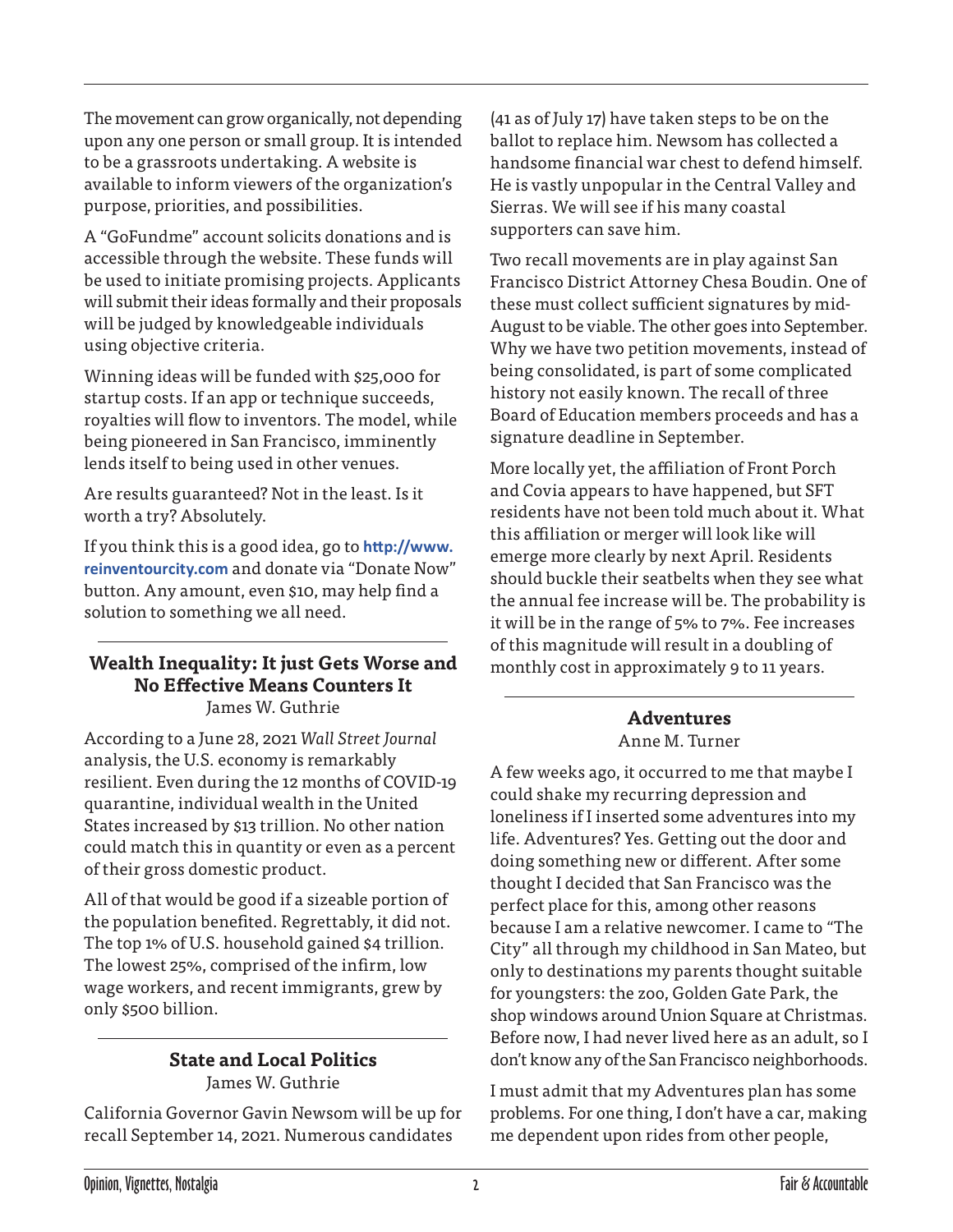The movement can grow organically, not depending upon any one person or small group. It is intended to be a grassroots undertaking. A website is available to inform viewers of the organization's purpose, priorities, and possibilities.

A "GoFundme" account solicits donations and is accessible through the website. These funds will be used to initiate promising projects. Applicants will submit their ideas formally and their proposals will be judged by knowledgeable individuals using objective criteria.

Winning ideas will be funded with $25,000 for startup costs. If an app or technique succeeds, royalties will flow to inventors. The model, while being pioneered in San Francisco, imminently lends itself to being used in other venues.

Are results guaranteed? Not in the least. Is it worth a try? Absolutely.

If you think this is a good idea, go to **http://www.reinventourcity.com** and donate via "Donate Now" button. Any amount, even $10, may help find a solution to something we all need.

## Wealth Inequality: It just Gets Worse and No Effective Means Counters It

James W. Guthrie

According to a June 28, 2021 *Wall Street Journal* analysis, the U.S. economy is remarkably resilient. Even during the 12 months of COVID-19 quarantine, individual wealth in the United States increased by $13 trillion. No other nation could match this in quantity or even as a percent of their gross domestic product.

All of that would be good if a sizeable portion of the population benefited. Regrettably, it did not. The top 1% of U.S. household gained $4 trillion. The lowest 25%, comprised of the infirm, low wage workers, and recent immigrants, grew by only $500 billion.

## State and Local Politics

James W. Guthrie

California Governor Gavin Newsom will be up for recall September 14, 2021. Numerous candidates (41 as of July 17) have taken steps to be on the ballot to replace him. Newsom has collected a handsome financial war chest to defend himself. He is vastly unpopular in the Central Valley and Sierras. We will see if his many coastal supporters can save him.

Two recall movements are in play against San Francisco District Attorney Chesa Boudin. One of these must collect sufficient signatures by mid-August to be viable. The other goes into September. Why we have two petition movements, instead of being consolidated, is part of some complicated history not easily known. The recall of three Board of Education members proceeds and has a signature deadline in September.

More locally yet, the affiliation of Front Porch and Covia appears to have happened, but SFT residents have not been told much about it. What this affiliation or merger will look like will emerge more clearly by next April. Residents should buckle their seatbelts when they see what the annual fee increase will be. The probability is it will be in the range of 5% to 7%. Fee increases of this magnitude will result in a doubling of monthly cost in approximately 9 to 11 years.

## Adventures

Anne M. Turner

A few weeks ago, it occurred to me that maybe I could shake my recurring depression and loneliness if I inserted some adventures into my life. Adventures? Yes. Getting out the door and doing something new or different. After some thought I decided that San Francisco was the perfect place for this, among other reasons because I am a relative newcomer. I came to "The City" all through my childhood in San Mateo, but only to destinations my parents thought suitable for youngsters: the zoo, Golden Gate Park, the shop windows around Union Square at Christmas. Before now, I had never lived here as an adult, so I don't know any of the San Francisco neighborhoods.

I must admit that my Adventures plan has some problems. For one thing, I don't have a car, making me dependent upon rides from other people,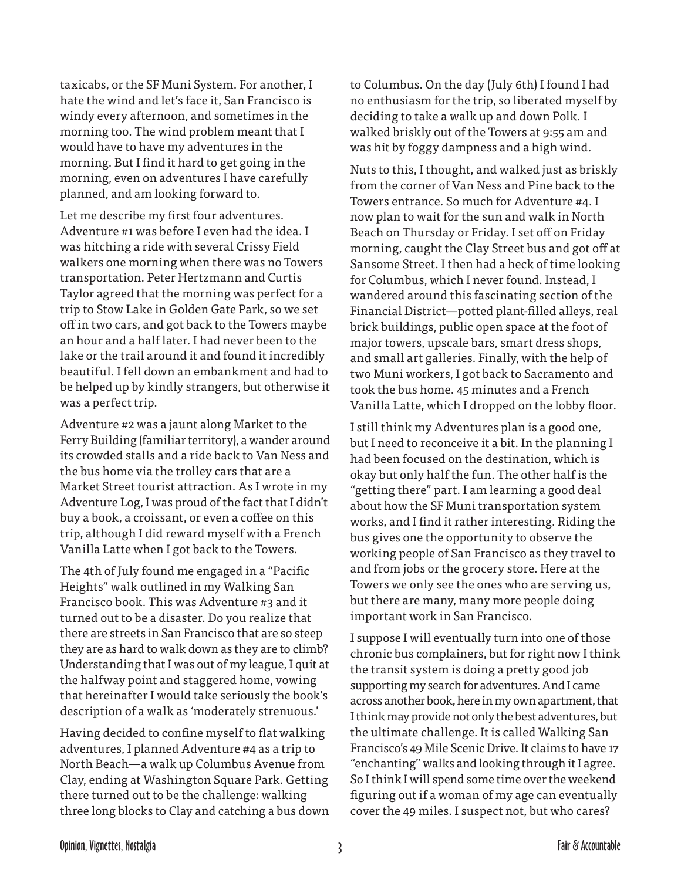taxicabs, or the SF Muni System. For another, I hate the wind and let's face it, San Francisco is windy every afternoon, and sometimes in the morning too. The wind problem meant that I would have to have my adventures in the morning. But I find it hard to get going in the morning, even on adventures I have carefully planned, and am looking forward to.

Let me describe my first four adventures. Adventure #1 was before I even had the idea. I was hitching a ride with several Crissy Field walkers one morning when there was no Towers transportation. Peter Hertzmann and Curtis Taylor agreed that the morning was perfect for a trip to Stow Lake in Golden Gate Park, so we set off in two cars, and got back to the Towers maybe an hour and a half later. I had never been to the lake or the trail around it and found it incredibly beautiful. I fell down an embankment and had to be helped up by kindly strangers, but otherwise it was a perfect trip.

Adventure #2 was a jaunt along Market to the Ferry Building (familiar territory), a wander around its crowded stalls and a ride back to Van Ness and the bus home via the trolley cars that are a Market Street tourist attraction. As I wrote in my Adventure Log, I was proud of the fact that I didn't buy a book, a croissant, or even a coffee on this trip, although I did reward myself with a French Vanilla Latte when I got back to the Towers.

The 4th of July found me engaged in a "Pacific Heights" walk outlined in my Walking San Francisco book. This was Adventure #3 and it turned out to be a disaster. Do you realize that there are streets in San Francisco that are so steep they are as hard to walk down as they are to climb? Understanding that I was out of my league, I quit at the halfway point and staggered home, vowing that hereinafter I would take seriously the book's description of a walk as 'moderately strenuous.'

Having decided to confine myself to flat walking adventures, I planned Adventure #4 as a trip to North Beach—a walk up Columbus Avenue from Clay, ending at Washington Square Park. Getting there turned out to be the challenge: walking three long blocks to Clay and catching a bus down to Columbus. On the day (July 6th) I found I had no enthusiasm for the trip, so liberated myself by deciding to take a walk up and down Polk. I walked briskly out of the Towers at 9:55 am and was hit by foggy dampness and a high wind.

Nuts to this, I thought, and walked just as briskly from the corner of Van Ness and Pine back to the Towers entrance. So much for Adventure #4. I now plan to wait for the sun and walk in North Beach on Thursday or Friday. I set off on Friday morning, caught the Clay Street bus and got off at Sansome Street. I then had a heck of time looking for Columbus, which I never found. Instead, I wandered around this fascinating section of the Financial District—potted plant-filled alleys, real brick buildings, public open space at the foot of major towers, upscale bars, smart dress shops, and small art galleries. Finally, with the help of two Muni workers, I got back to Sacramento and took the bus home. 45 minutes and a French Vanilla Latte, which I dropped on the lobby floor.

I still think my Adventures plan is a good one, but I need to reconceive it a bit. In the planning I had been focused on the destination, which is okay but only half the fun. The other half is the "getting there" part. I am learning a good deal about how the SF Muni transportation system works, and I find it rather interesting. Riding the bus gives one the opportunity to observe the working people of San Francisco as they travel to and from jobs or the grocery store. Here at the Towers we only see the ones who are serving us, but there are many, many more people doing important work in San Francisco.

I suppose I will eventually turn into one of those chronic bus complainers, but for right now I think the transit system is doing a pretty good job supporting my search for adventures. And I came across another book, here in my own apartment, that I think may provide not only the best adventures, but the ultimate challenge. It is called Walking San Francisco's 49 Mile Scenic Drive. It claims to have 17 "enchanting" walks and looking through it I agree. So I think I will spend some time over the weekend figuring out if a woman of my age can eventually cover the 49 miles. I suspect not, but who cares?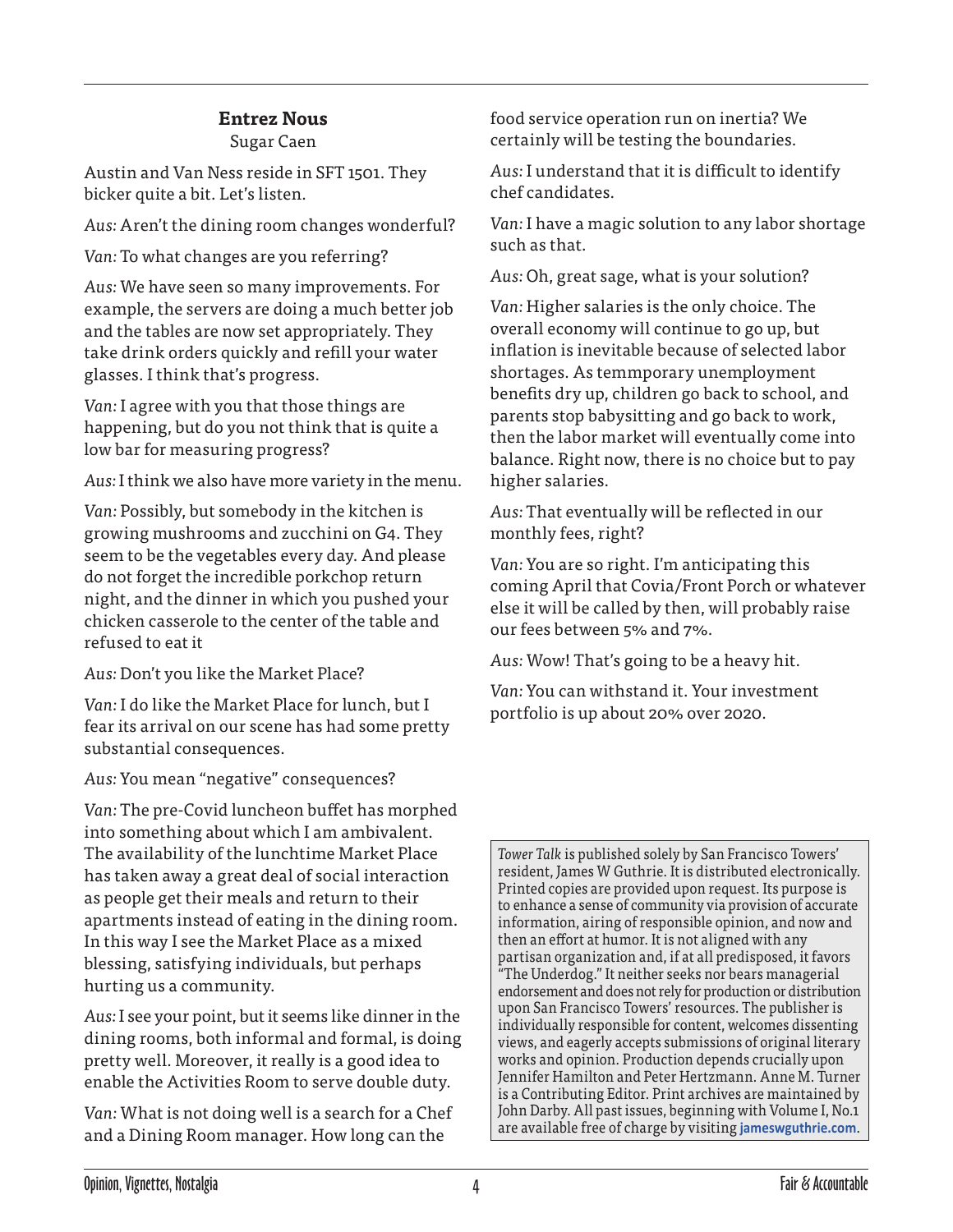## Entrez Nous

Sugar Caen

Austin and Van Ness reside in SFT 1501. They bicker quite a bit. Let's listen.

*Aus:* Aren't the dining room changes wonderful?

*Van:* To what changes are you referring?

*Aus:* We have seen so many improvements. For example, the servers are doing a much better job and the tables are now set appropriately. They take drink orders quickly and refill your water glasses. I think that's progress.

*Van:* I agree with you that those things are happening, but do you not think that is quite a low bar for measuring progress?

*Aus:* I think we also have more variety in the menu.

*Van:* Possibly, but somebody in the kitchen is growing mushrooms and zucchini on G4. They seem to be the vegetables every day. And please do not forget the incredible porkchop return night, and the dinner in which you pushed your chicken casserole to the center of the table and refused to eat it

*Aus:* Don't you like the Market Place?

*Van:* I do like the Market Place for lunch, but I fear its arrival on our scene has had some pretty substantial consequences.

*Aus:* You mean "negative" consequences?

*Van:* The pre-Covid luncheon buffet has morphed into something about which I am ambivalent. The availability of the lunchtime Market Place has taken away a great deal of social interaction as people get their meals and return to their apartments instead of eating in the dining room. In this way I see the Market Place as a mixed blessing, satisfying individuals, but perhaps hurting us a community.

*Aus:* I see your point, but it seems like dinner in the dining rooms, both informal and formal, is doing pretty well. Moreover, it really is a good idea to enable the Activities Room to serve double duty.

*Van:* What is not doing well is a search for a Chef and a Dining Room manager. How long can the food service operation run on inertia? We certainly will be testing the boundaries.

*Aus:* I understand that it is difficult to identify chef candidates.

*Van:* I have a magic solution to any labor shortage such as that.

*Aus:* Oh, great sage, what is your solution?

*Van:* Higher salaries is the only choice. The overall economy will continue to go up, but inflation is inevitable because of selected labor shortages. As temmporary unemployment benefits dry up, children go back to school, and parents stop babysitting and go back to work, then the labor market will eventually come into balance. Right now, there is no choice but to pay higher salaries.

*Aus:* That eventually will be reflected in our monthly fees, right?

*Van:* You are so right. I'm anticipating this coming April that Covia/Front Porch or whatever else it will be called by then, will probably raise our fees between 5% and 7%.

*Aus:* Wow! That's going to be a heavy hit.

*Van:* You can withstand it. Your investment portfolio is up about 20% over 2020.

*Tower Talk* is published solely by San Francisco Towers' resident, James W Guthrie. It is distributed electronically. Printed copies are provided upon request. Its purpose is to enhance a sense of community via provision of accurate information, airing of responsible opinion, and now and then an effort at humor. It is not aligned with any partisan organization and, if at all predisposed, it favors "The Underdog." It neither seeks nor bears managerial endorsement and does not rely for production or distribution upon San Francisco Towers' resources. The publisher is individually responsible for content, welcomes dissenting views, and eagerly accepts submissions of original literary works and opinion. Production depends crucially upon Jennifer Hamilton and Peter Hertzmann. Anne M. Turner is a Contributing Editor. Print archives are maintained by John Darby. All past issues, beginning with Volume I, No.1 are available free of charge by visiting **jameswguthrie.com**.